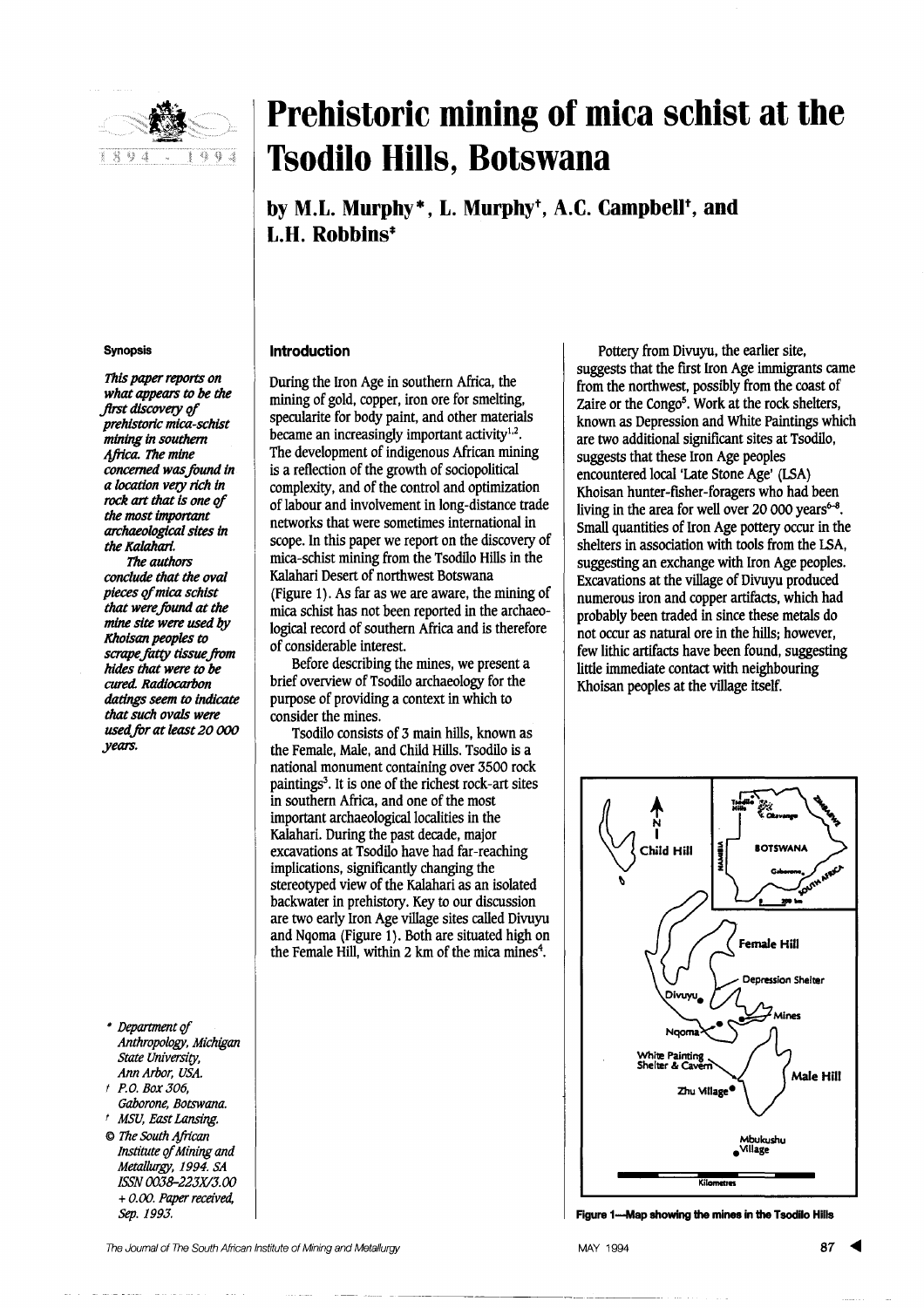# Prehistoric mining of mica schist at the Tsodilo Hills, Botswana

**by M.L. Murphy\*, L. Murphy†, A.C. Campbell†, and L.H. Robbins‡**

### Synopsis

*This paper reports on what appears to be the first discovery of prehistoric mica-schist mining in southern Africa. The mine concerned was found in a location very rich in rock art that is one of the most important archaeological sites in the Kalahari.*

*The authors conclude that the oval pieces of mica schist that were found at the mine site were used by Khoisan peoples to scrape fatty tissue from hides that were to be cured. Radiocarbon datings seem to indicate that such ovals were used for at least 20 000 years.*

\* *Department of Anthropology, Michigan State University, Ann Arbor, USA.*

† *P.O. Box 306, Gaborone, Botswana.*

‡ *MSU, East Lansing.*

© *The South African Institute of Mining and Metallurgy, 1994. SA ISSN 0038-223X/3.00 + 0.00. Paper received, Sep. 1993.*

## Introduction

During the Iron Age in southern Africa, the mining of gold, copper, iron ore for smelting, specularite for body paint, and other materials became an increasingly important activity[1,2]. The development of indigenous African mining is a reflection of the growth of sociopolitical complexity, and of the control and optimization of labour and involvement in long-distance trade networks that were sometimes international in scope. In this paper we report on the discovery of mica-schist mining from the Tsodilo Hills in the Kalahari Desert of northwest Botswana (Figure 1). As far as we are aware, the mining of mica schist has not been reported in the archaeological record of southern Africa and is therefore of considerable interest.

Before describing the mines, we present a brief overview of Tsodilo archaeology for the purpose of providing a context in which to consider the mines.

Tsodilo consists of 3 main hills, known as the Female, Male, and Child Hills. Tsodilo is a national monument containing over 3500 rock paintings[3]. It is one of the richest rock-art sites in southern Africa, and one of the most important archaeological localities in the Kalahari. During the past decade, major excavations at Tsodilo have had far-reaching implications, significantly changing the stereotyped view of the Kalahari as an isolated backwater in prehistory. Key to our discussion are two early Iron Age village sites called Divuyu and Nqoma (Figure 1). Both are situated high on the Female Hill, within 2 km of the mica mines[4].

Pottery from Divuyu, the earlier site, suggests that the first Iron Age immigrants came from the northwest, possibly from the coast of Zaire or the Congo[5]. Work at the rock shelters, known as Depression and White Paintings which are two additional significant sites at Tsodilo, suggests that these Iron Age peoples encountered local 'Late Stone Age' (LSA) Khoisan hunter-fisher-foragers who had been living in the area for well over 20 000 years[6–8]. Small quantities of Iron Age pottery occur in the shelters in association with tools from the LSA, suggesting an exchange with Iron Age peoples. Excavations at the village of Divuyu produced numerous iron and copper artifacts, which had probably been traded in since these metals do not occur as natural ore in the hills; however, few lithic artifacts have been found, suggesting little immediate contact with neighbouring Khoisan peoples at the village itself.

**Figure 1—Map showing the mines in the Tsodilo Hills**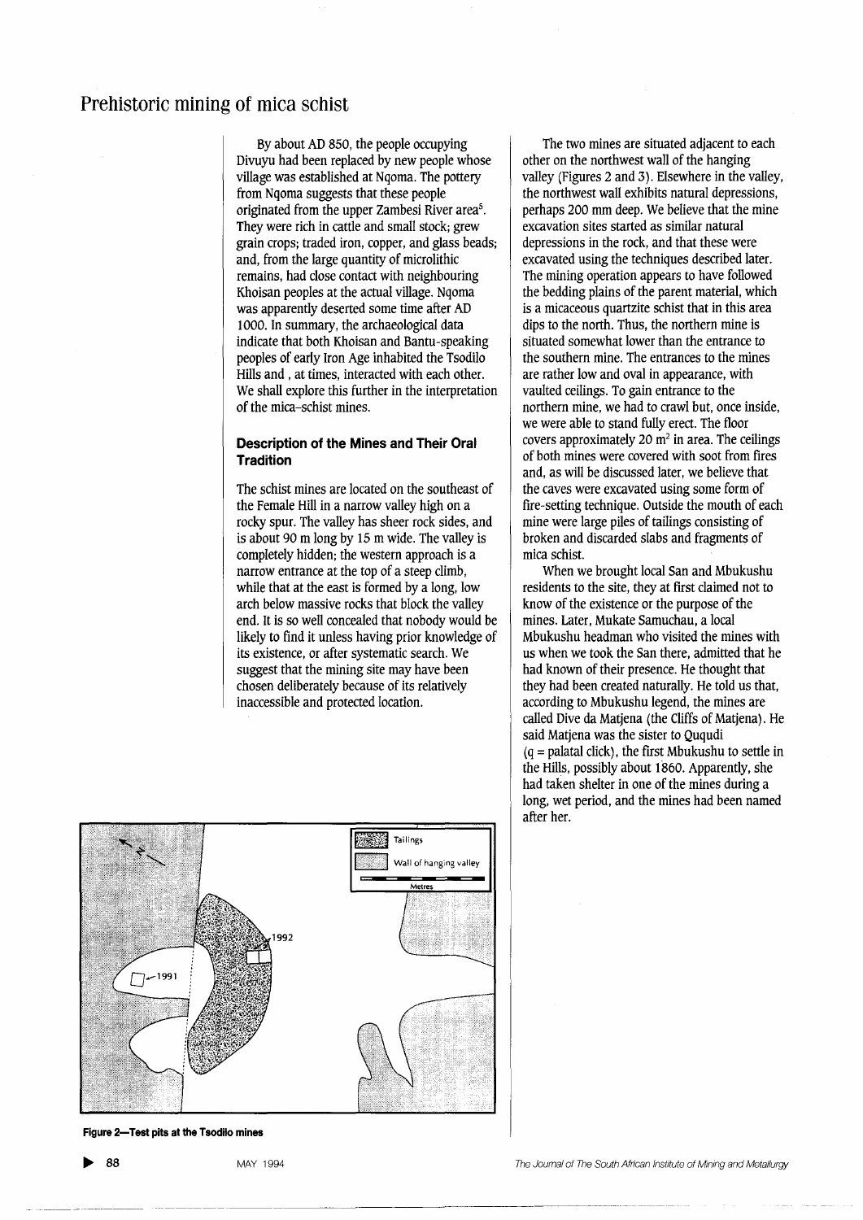# Prehistoric mining of mica schist

By about AD 850, the people occupying Divuyu had been replaced by new people whose village was established at Nqoma. The pottery from Nqoma suggests that these people originated from the upper Zambesi River area[5]. They were rich in cattle and small stock; grew grain crops; traded iron, copper, and glass beads; and, from the large quantity of microlithic remains, had close contact with neighbouring Khoisan peoples at the actual village. Nqoma was apparently deserted some time after AD 1000. In summary, the archaeological data indicate that both Khoisan and Bantu-speaking peoples of early Iron Age inhabited the Tsodilo Hills and , at times, interacted with each other. We shall explore this further in the interpretation of the mica-schist mines.

### Description of the Mines and Their Oral Tradition

The schist mines are located on the southeast of the Female Hill in a narrow valley high on a rocky spur. The valley has sheer rock sides, and is about 90 m long by 15 m wide. The valley is completely hidden; the western approach is a narrow entrance at the top of a steep climb, while that at the east is formed by a long, low arch below massive rocks that block the valley end. It is so well concealed that nobody would be likely to find it unless having prior knowledge of its existence, or after systematic search. We suggest that the mining site may have been chosen deliberately because of its relatively inaccessible and protected location.

The two mines are situated adjacent to each other on the northwest wall of the hanging valley (Figures 2 and 3). Elsewhere in the valley, the northwest wall exhibits natural depressions, perhaps 200 mm deep. We believe that the mine excavation sites started as similar natural depressions in the rock, and that these were excavated using the techniques described later. The mining operation appears to have followed the bedding plains of the parent material, which is a micaceous quartzite schist that in this area dips to the north. Thus, the northern mine is situated somewhat lower than the entrance to the southern mine. The entrances to the mines are rather low and oval in appearance, with vaulted ceilings. To gain entrance to the northern mine, we had to crawl but, once inside, we were able to stand fully erect. The floor covers approximately 20 m$^2$ in area. The ceilings of both mines were covered with soot from fires and, as will be discussed later, we believe that the caves were excavated using some form of fire-setting technique. Outside the mouth of each mine were large piles of tailings consisting of broken and discarded slabs and fragments of mica schist.

When we brought local San and Mbukushu residents to the site, they at first claimed not to know of the existence or the purpose of the mines. Later, Mukate Samuchau, a local Mbukushu headman who visited the mines with us when we took the San there, admitted that he had known of their presence. He thought that they had been created naturally. He told us that, according to Mbukushu legend, the mines are called Dive da Matjena (the Cliffs of Matjena). He said Matjena was the sister to Ququdi (q = palatal click), the first Mbukushu to settle in the Hills, possibly about 1860. Apparently, she had taken shelter in one of the mines during a long, wet period, and the mines had been named after her.

Tailings

Wall of hanging valley

Metres

1992

1991

**Figure 2—Test pits at the Tsodilo mines**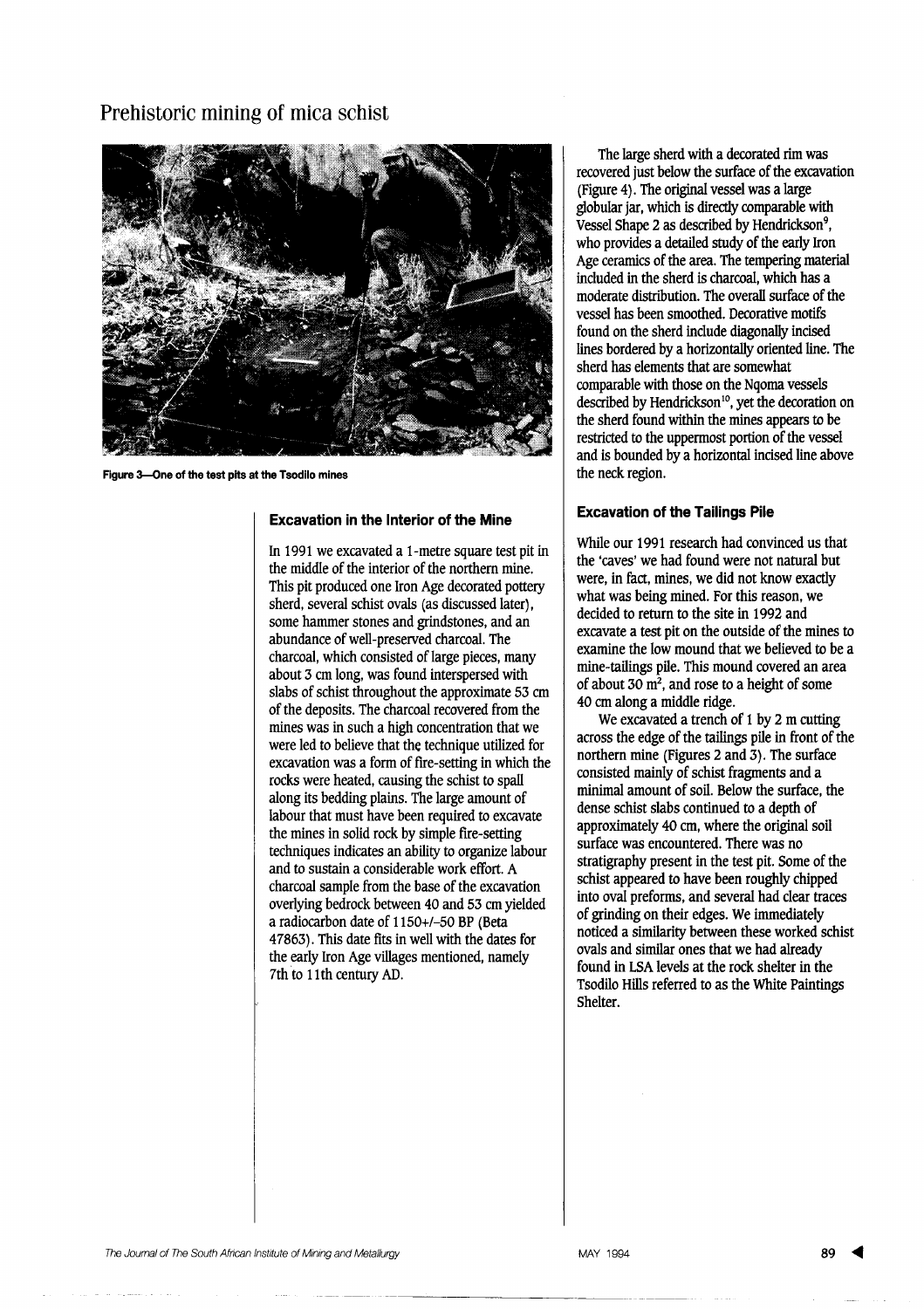Figure 3—One of the test pits at the Tsodilo mines

### Excavation in the Interior of the Mine

In 1991 we excavated a 1-metre square test pit in the middle of the interior of the northern mine. This pit produced one Iron Age decorated pottery sherd, several schist ovals (as discussed later), some hammer stones and grindstones, and an abundance of well-preserved charcoal. The charcoal, which consisted of large pieces, many about 3 cm long, was found interspersed with slabs of schist throughout the approximate 53 cm of the deposits. The charcoal recovered from the mines was in such a high concentration that we were led to believe that the technique utilized for excavation was a form of fire-setting in which the rocks were heated, causing the schist to spall along its bedding plains. The large amount of labour that must have been required to excavate the mines in solid rock by simple fire-setting techniques indicates an ability to organize labour and to sustain a considerable work effort. A charcoal sample from the base of the excavation overlying bedrock between 40 and 53 cm yielded a radiocarbon date of 1150+/-50 BP (Beta 47863). This date fits in well with the dates for the early Iron Age villages mentioned, namely 7th to 11th century AD.

The large sherd with a decorated rim was recovered just below the surface of the excavation (Figure 4). The original vessel was a large globular jar, which is directly comparable with Vessel Shape 2 as described by Hendrickson[9], who provides a detailed study of the early Iron Age ceramics of the area. The tempering material included in the sherd is charcoal, which has a moderate distribution. The overall surface of the vessel has been smoothed. Decorative motifs found on the sherd include diagonally incised lines bordered by a horizontally oriented line. The sherd has elements that are somewhat comparable with those on the Nqoma vessels described by Hendrickson[10], yet the decoration on the sherd found within the mines appears to be restricted to the uppermost portion of the vessel and is bounded by a horizontal incised line above the neck region.

### Excavation of the Tailings Pile

While our 1991 research had convinced us that the 'caves' we had found were not natural but were, in fact, mines, we did not know exactly what was being mined. For this reason, we decided to return to the site in 1992 and excavate a test pit on the outside of the mines to examine the low mound that we believed to be a mine-tailings pile. This mound covered an area of about 30 m$^2$, and rose to a height of some 40 cm along a middle ridge.

We excavated a trench of 1 by 2 m cutting across the edge of the tailings pile in front of the northern mine (Figures 2 and 3). The surface consisted mainly of schist fragments and a minimal amount of soil. Below the surface, the dense schist slabs continued to a depth of approximately 40 cm, where the original soil surface was encountered. There was no stratigraphy present in the test pit. Some of the schist appeared to have been roughly chipped into oval preforms, and several had clear traces of grinding on their edges. We immediately noticed a similarity between these worked schist ovals and similar ones that we had already found in LSA levels at the rock shelter in the Tsodilo Hills referred to as the White Paintings Shelter.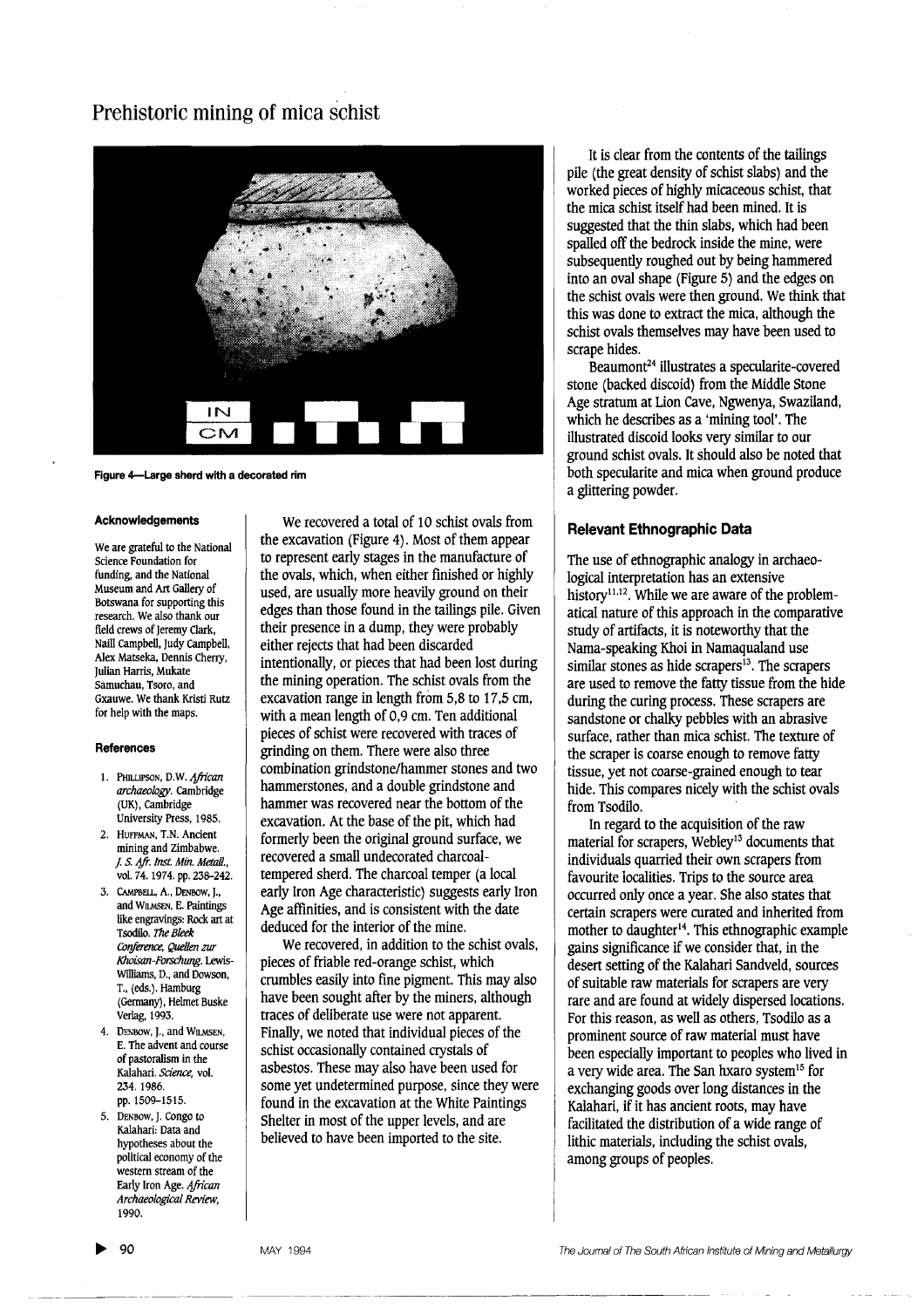Figure 4—Large sherd with a decorated rim

#### Acknowledgements

We are grateful to the National Science Foundation for funding, and the National Museum and Art Gallery of Botswana for supporting this research. We also thank our field crews of Jeremy Clark, Naill Campbell, Judy Campbell, Alex Matseka, Dennis Cherry, Julian Harris, Mukate Samuchau, Tsoro, and Gxauwe. We thank Kristi Rutz for help with the maps.

#### References

1. PHILLIPSON, D.W. *African archaeology*. Cambridge (UK), Cambridge University Press, 1985.
2. HUFFMAN, T.N. Ancient mining and Zimbabwe. *J. S. Afr. Inst. Min. Metall.*, vol. 74. 1974. pp. 238–242.
3. CAMPBELL, A., DENBOW, J., and WILMSEN, E. Paintings like engravings: Rock art at Tsodilo. *The Bleek Conference, Quellen zur Khoisan-Forschung*. Lewis-Williams, D., and Dowson, T., (eds.). Hamburg (Germany), Helmet Buske Verlag, 1993.
4. DENBOW, J., and WILMSEN, E. The advent and course of pastoralism in the Kalahari. *Science*, vol. 234. 1986. pp. 1509–1515.
5. DENBOW, J. Congo to Kalahari: Data and hypotheses about the political economy of the western stream of the Early Iron Age. *African Archaeological Review*, 1990.

We recovered a total of 10 schist ovals from the excavation (Figure 4). Most of them appear to represent early stages in the manufacture of the ovals, which, when either finished or highly used, are usually more heavily ground on their edges than those found in the tailings pile. Given their presence in a dump, they were probably either rejects that had been discarded intentionally, or pieces that had been lost during the mining operation. The schist ovals from the excavation range in length from 5,8 to 17,5 cm, with a mean length of 0,9 cm. Ten additional pieces of schist were recovered with traces of grinding on them. There were also three combination grindstone/hammer stones and two hammerstones, and a double grindstone and hammer was recovered near the bottom of the excavation. At the base of the pit, which had formerly been the original ground surface, we recovered a small undecorated charcoal-tempered sherd. The charcoal temper (a local early Iron Age characteristic) suggests early Iron Age affinities, and is consistent with the date deduced for the interior of the mine.

We recovered, in addition to the schist ovals, pieces of friable red-orange schist, which crumbles easily into fine pigment. This may also have been sought after by the miners, although traces of deliberate use were not apparent. Finally, we noted that individual pieces of the schist occasionally contained crystals of asbestos. These may also have been used for some yet undetermined purpose, since they were found in the excavation at the White Paintings Shelter in most of the upper levels, and are believed to have been imported to the site.

It is clear from the contents of the tailings pile (the great density of schist slabs) and the worked pieces of highly micaceous schist, that the mica schist itself had been mined. It is suggested that the thin slabs, which had been spalled off the bedrock inside the mine, were subsequently roughed out by being hammered into an oval shape (Figure 5) and the edges on the schist ovals were then ground. We think that this was done to extract the mica, although the schist ovals themselves may have been used to scrape hides.

Beaumont[24] illustrates a specularite-covered stone (backed discoid) from the Middle Stone Age stratum at Lion Cave, Ngwenya, Swaziland, which he describes as a 'mining tool'. The illustrated discoid looks very similar to our ground schist ovals. It should also be noted that both specularite and mica when ground produce a glittering powder.

## Relevant Ethnographic Data

The use of ethnographic analogy in archaeological interpretation has an extensive history[11,12]. While we are aware of the problematical nature of this approach in the comparative study of artifacts, it is noteworthy that the Nama-speaking Khoi in Namaqualand use similar stones as hide scrapers[13]. The scrapers are used to remove the fatty tissue from the hide during the curing process. These scrapers are sandstone or chalky pebbles with an abrasive surface, rather than mica schist. The texture of the scraper is coarse enough to remove fatty tissue, yet not coarse-grained enough to tear hide. This compares nicely with the schist ovals from Tsodilo.

In regard to the acquisition of the raw material for scrapers, Webley[13] documents that individuals quarried their own scrapers from favourite localities. Trips to the source area occurred only once a year. She also states that certain scrapers were curated and inherited from mother to daughter[14]. This ethnographic example gains significance if we consider that, in the desert setting of the Kalahari Sandveld, sources of suitable raw materials for scrapers are very rare and are found at widely dispersed locations. For this reason, as well as others, Tsodilo as a prominent source of raw material must have been especially important to peoples who lived in a very wide area. The San hxaro system[15] for exchanging goods over long distances in the Kalahari, if it has ancient roots, may have facilitated the distribution of a wide range of lithic materials, including the schist ovals, among groups of peoples.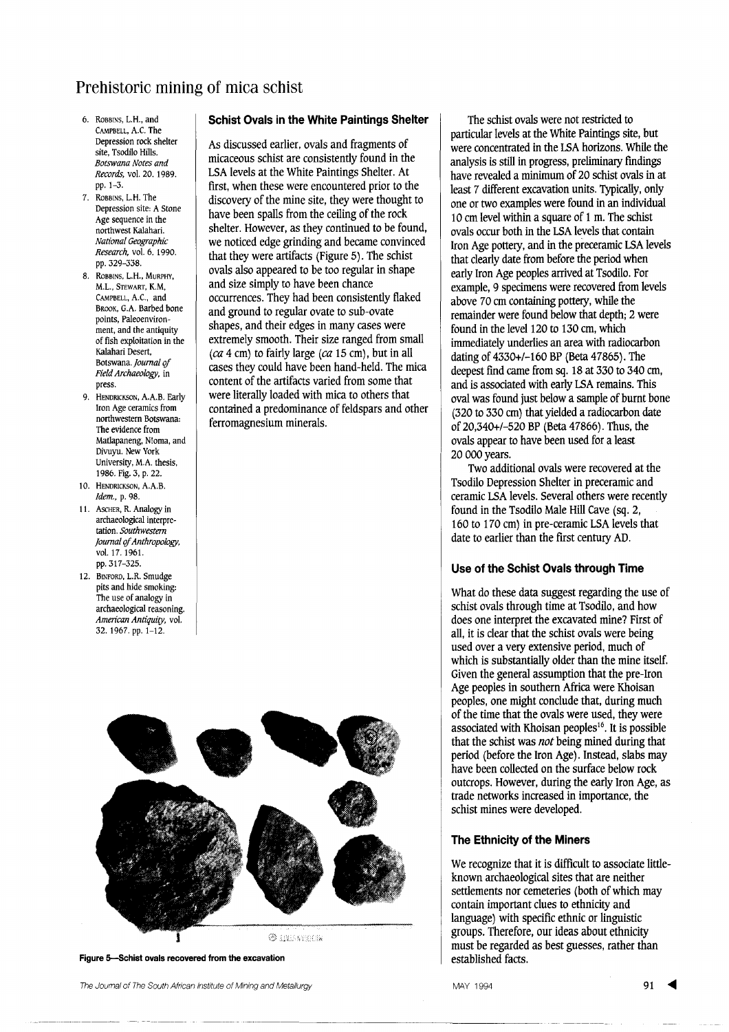6. Robbins, L.H., and Campbell, A.C. The Depression rock shelter site, Tsodilo Hills. *Botswana Notes and Records*, vol. 20. 1989. pp. 1–3.
7. Robbins, L.H. The Depression site: A Stone Age sequence in the northwest Kalahari. *National Geographic Research*, vol. 6. 1990. pp. 329–338.
8. Robbins, L.H., Murphy, M.L., Stewart, K.M, Campbell, A.C., and Brook, G.A. Barbed bone points, Paleoenvironment, and the antiquity of fish exploitation in the Kalahari Desert, Botswana. *Journal of Field Archaeology*, in press.
9. Hendrickson, A.A.B. Early Iron Age ceramics from northwestern Botswana: The evidence from Matlapaneng, N!oma, and Divuyu. New York University, M.A. thesis, 1986. Fig. 3, p. 22.
10. Hendrickson, A.A.B. *Idem.*, p. 98.
11. Ascher, R. Analogy in archaeological interpretation. *Southwestern Journal of Anthropology*, vol. 17. 1961. pp. 317–325.
12. Binford, L.R. Smudge pits and hide smoking: The use of analogy in archaeological reasoning. *American Antiquity*, vol. 32. 1967. pp. 1–12.

### Schist Ovals in the White Paintings Shelter

As discussed earlier, ovals and fragments of micaceous schist are consistently found in the LSA levels at the White Paintings Shelter. At first, when these were encountered prior to the discovery of the mine site, they were thought to have been spalls from the ceiling of the rock shelter. However, as they continued to be found, we noticed edge grinding and became convinced that they were artifacts (Figure 5). The schist ovals also appeared to be too regular in shape and size simply to have been chance occurrences. They had been consistently flaked and ground to regular ovate to sub-ovate shapes, and their edges in many cases were extremely smooth. Their size ranged from small (*ca* 4 cm) to fairly large (*ca* 15 cm), but in all cases they could have been hand-held. The mica content of the artifacts varied from some that were literally loaded with mica to others that contained a predominance of feldspars and other ferromagnesium minerals.

**Figure 5—Schist ovals recovered from the excavation**

The schist ovals were not restricted to particular levels at the White Paintings site, but were concentrated in the LSA horizons. While the analysis is still in progress, preliminary findings have revealed a minimum of 20 schist ovals in at least 7 different excavation units. Typically, only one or two examples were found in an individual 10 cm level within a square of 1 m. The schist ovals occur both in the LSA levels that contain Iron Age pottery, and in the preceramic LSA levels that clearly date from before the period when early Iron Age peoples arrived at Tsodilo. For example, 9 specimens were recovered from levels above 70 cm containing pottery, while the remainder were found below that depth; 2 were found in the level 120 to 130 cm, which immediately underlies an area with radiocarbon dating of 4330+/–160 BP (Beta 47865). The deepest find came from sq. 18 at 330 to 340 cm, and is associated with early LSA remains. This oval was found just below a sample of burnt bone (320 to 330 cm) that yielded a radiocarbon date of 20,340+/–520 BP (Beta 47866). Thus, the ovals appear to have been used for a least 20 000 years.

Two additional ovals were recovered at the Tsodilo Depression Shelter in preceramic and ceramic LSA levels. Several others were recently found in the Tsodilo Male Hill Cave (sq. 2, 160 to 170 cm) in pre-ceramic LSA levels that date to earlier than the first century AD.

### Use of the Schist Ovals through Time

What do these data suggest regarding the use of schist ovals through time at Tsodilo, and how does one interpret the excavated mine? First of all, it is clear that the schist ovals were being used over a very extensive period, much of which is substantially older than the mine itself. Given the general assumption that the pre-Iron Age peoples in southern Africa were Khoisan peoples, one might conclude that, during much of the time that the ovals were used, they were associated with Khoisan peoples[16]. It is possible that the schist was *not* being mined during that period (before the Iron Age). Instead, slabs may have been collected on the surface below rock outcrops. However, during the early Iron Age, as trade networks increased in importance, the schist mines were developed.

### The Ethnicity of the Miners

We recognize that it is difficult to associate little-known archaeological sites that are neither settlements nor cemeteries (both of which may contain important clues to ethnicity and language) with specific ethnic or linguistic groups. Therefore, our ideas about ethnicity must be regarded as best guesses, rather than established facts.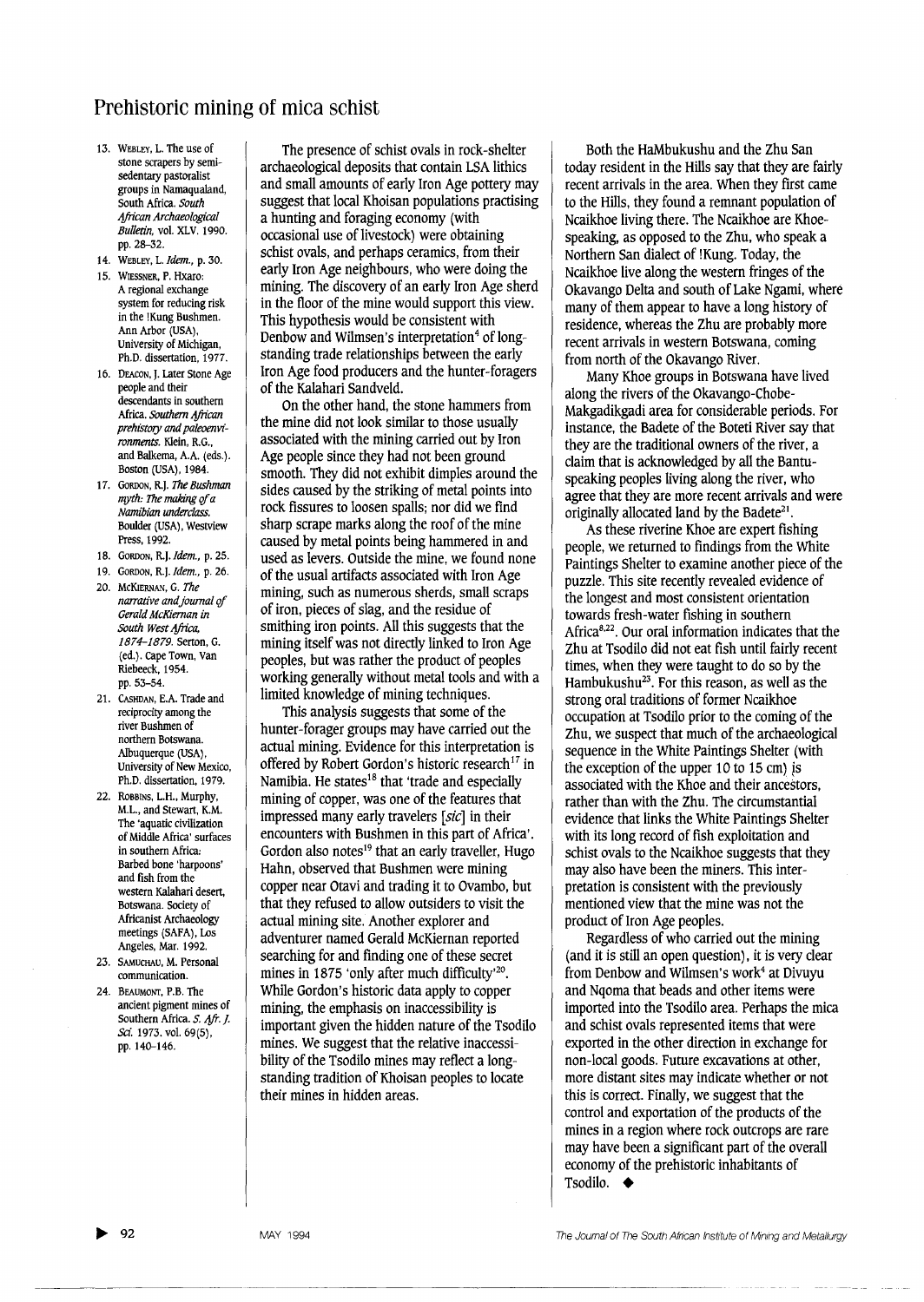The presence of schist ovals in rock-shelter archaeological deposits that contain LSA lithics and small amounts of early Iron Age pottery may suggest that local Khoisan populations practising a hunting and foraging economy (with occasional use of livestock) were obtaining schist ovals, and perhaps ceramics, from their early Iron Age neighbours, who were doing the mining. The discovery of an early Iron Age sherd in the floor of the mine would support this view. This hypothesis would be consistent with Denbow and Wilmsen's interpretation[4] of long-standing trade relationships between the early Iron Age food producers and the hunter-foragers of the Kalahari Sandveld.

On the other hand, the stone hammers from the mine did not look similar to those usually associated with the mining carried out by Iron Age people since they had not been ground smooth. They did not exhibit dimples around the sides caused by the striking of metal points into rock fissures to loosen spalls; nor did we find sharp scrape marks along the roof of the mine caused by metal points being hammered in and used as levers. Outside the mine, we found none of the usual artifacts associated with Iron Age mining, such as numerous sherds, small scraps of iron, pieces of slag, and the residue of smithing iron points. All this suggests that the mining itself was not directly linked to Iron Age peoples, but was rather the product of peoples working generally without metal tools and with a limited knowledge of mining techniques.

This analysis suggests that some of the hunter-forager groups may have carried out the actual mining. Evidence for this interpretation is offered by Robert Gordon's historic research[17] in Namibia. He states[18] that 'trade and especially mining of copper, was one of the features that impressed many early travelers [*sic*] in their encounters with Bushmen in this part of Africa'. Gordon also notes[19] that an early traveller, Hugo Hahn, observed that Bushmen were mining copper near Otavi and trading it to Ovambo, but that they refused to allow outsiders to visit the actual mining site. Another explorer and adventurer named Gerald McKiernan reported searching for and finding one of these secret mines in 1875 'only after much difficulty'[20]. While Gordon's historic data apply to copper mining, the emphasis on inaccessibility is important given the hidden nature of the Tsodilo mines. We suggest that the relative inaccessibility of the Tsodilo mines may reflect a long-standing tradition of Khoisan peoples to locate their mines in hidden areas.

Both the HaMbukushu and the Zhu San today resident in the Hills say that they are fairly recent arrivals in the area. When they first came to the Hills, they found a remnant population of Ncaikhoe living there. The Ncaikhoe are Khoe-speaking, as opposed to the Zhu, who speak a Northern San dialect of !Kung. Today, the Ncaikhoe live along the western fringes of the Okavango Delta and south of Lake Ngami, where many of them appear to have a long history of residence, whereas the Zhu are probably more recent arrivals in western Botswana, coming from north of the Okavango River.

Many Khoe groups in Botswana have lived along the rivers of the Okavango-Chobe-Makgadikgadi area for considerable periods. For instance, the Badete of the Boteti River say that they are the traditional owners of the river, a claim that is acknowledged by all the Bantu-speaking peoples living along the river, who agree that they are more recent arrivals and were originally allocated land by the Badete[21].

As these riverine Khoe are expert fishing people, we returned to findings from the White Paintings Shelter to examine another piece of the puzzle. This site recently revealed evidence of the longest and most consistent orientation towards fresh-water fishing in southern Africa[8,22]. Our oral information indicates that the Zhu at Tsodilo did not eat fish until fairly recent times, when they were taught to do so by the Hambukushu[23]. For this reason, as well as the strong oral traditions of former Ncaikhoe occupation at Tsodilo prior to the coming of the Zhu, we suspect that much of the archaeological sequence in the White Paintings Shelter (with the exception of the upper 10 to 15 cm) is associated with the Khoe and their ancestors, rather than with the Zhu. The circumstantial evidence that links the White Paintings Shelter with its long record of fish exploitation and schist ovals to the Ncaikhoe suggests that they may also have been the miners. This interpretation is consistent with the previously mentioned view that the mine was not the product of Iron Age peoples.

Regardless of who carried out the mining (and it is still an open question), it is very clear from Denbow and Wilmsen's work[4] at Divuyu and Nqoma that beads and other items were imported into the Tsodilo area. Perhaps the mica and schist ovals represented items that were exported in the other direction in exchange for non-local goods. Future excavations at other, more distant sites may indicate whether or not this is correct. Finally, we suggest that the control and exportation of the products of the mines in a region where rock outcrops are rare may have been a significant part of the overall economy of the prehistoric inhabitants of Tsodilo. ◆

13. WEBLEY, L. The use of stone scrapers by semi-sedentary pastoralist groups in Namaqualand, South Africa. *South African Archaeological Bulletin*, vol. XLV. 1990. pp. 28–32.
14. WEBLEY, L. *Idem.*, p. 30.
15. WIESSNER, P. Hxaro: A regional exchange system for reducing risk in the !Kung Bushmen. Ann Arbor (USA), University of Michigan, Ph.D. dissertation, 1977.
16. DEACON, J. Later Stone Age people and their descendants in southern Africa. *Southern African prehistory and paleoenvironments.* Klein, R.G., and Balkema, A.A. (eds.). Boston (USA), 1984.
17. GORDON, R.J. *The Bushman myth: The making of a Namibian underclass.* Boulder (USA), Westview Press, 1992.
18. GORDON, R.J. *Idem.*, p. 25.
19. GORDON, R.J. *Idem.*, p. 26.
20. MCKIERNAN, G. *The narrative and journal of Gerald McKiernan in South West Africa, 1874–1879.* Serton, G. (ed.). Cape Town, Van Riebeeck, 1954. pp. 53–54.
21. CASHDAN, E.A. Trade and reciprocity among the river Bushmen of northern Botswana. Albuquerque (USA), University of New Mexico, Ph.D. dissertation, 1979.
22. ROBBINS, L.H., Murphy, M.L., and Stewart, K.M. The 'aquatic civilization of Middle Africa' surfaces in southern Africa: Barbed bone 'harpoons' and fish from the western Kalahari desert, Botswana. Society of Africanist Archaeology meetings (SAFA), Los Angeles, Mar. 1992.
23. SAMUCHAU, M. Personal communication.
24. BEAUMONT, P.B. The ancient pigment mines of Southern Africa. *S. Afr. J. Sci.* 1973. vol. 69(5), pp. 140–146.